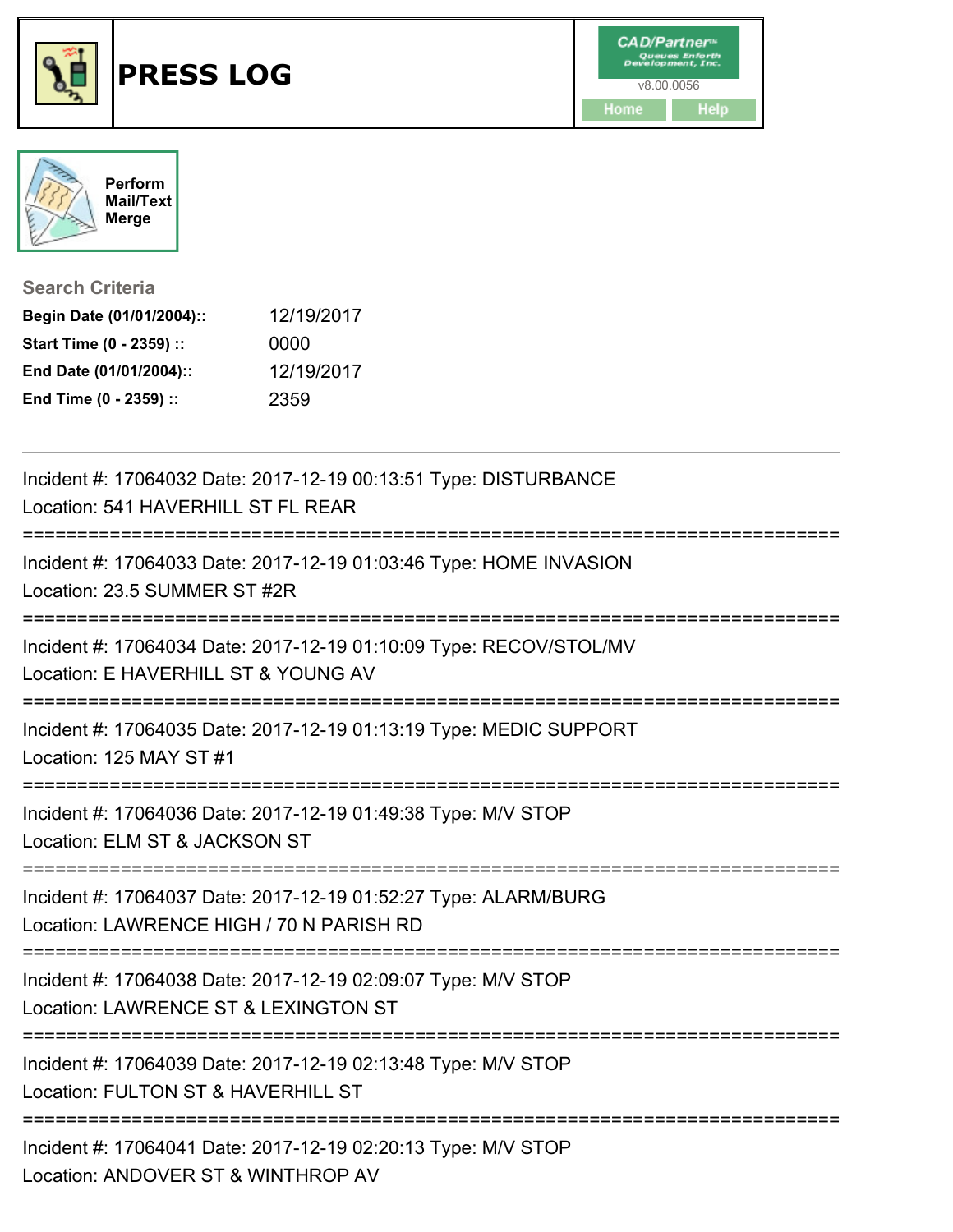# PRESS LOG

CAD/Partner™ v8.00.0056

Home Help

Perform Mail/Text Merge

## Search Criteria

| | |
|---|---|
| **Begin Date (01/01/2004)::** | 12/19/2017 |
| **Start Time (0 - 2359) ::** | 0000 |
| **End Date (01/01/2004)::** | 12/19/2017 |
| **End Time (0 - 2359) ::** | 2359 |

---

Incident #: 17064032 Date: 2017-12-19 00:13:51 Type: DISTURBANCE
Location: 541 HAVERHILL ST FL REAR

===========================================================================

Incident #: 17064033 Date: 2017-12-19 01:03:46 Type: HOME INVASION
Location: 23.5 SUMMER ST #2R

===========================================================================

Incident #: 17064034 Date: 2017-12-19 01:10:09 Type: RECOV/STOL/MV
Location: E HAVERHILL ST & YOUNG AV

===========================================================================

Incident #: 17064035 Date: 2017-12-19 01:13:19 Type: MEDIC SUPPORT
Location: 125 MAY ST #1

===========================================================================

Incident #: 17064036 Date: 2017-12-19 01:49:38 Type: M/V STOP
Location: ELM ST & JACKSON ST

===========================================================================

Incident #: 17064037 Date: 2017-12-19 01:52:27 Type: ALARM/BURG
Location: LAWRENCE HIGH / 70 N PARISH RD

===========================================================================

Incident #: 17064038 Date: 2017-12-19 02:09:07 Type: M/V STOP
Location: LAWRENCE ST & LEXINGTON ST

===========================================================================

Incident #: 17064039 Date: 2017-12-19 02:13:48 Type: M/V STOP
Location: FULTON ST & HAVERHILL ST

===========================================================================

Incident #: 17064041 Date: 2017-12-19 02:20:13 Type: M/V STOP
Location: ANDOVER ST & WINTHROP AV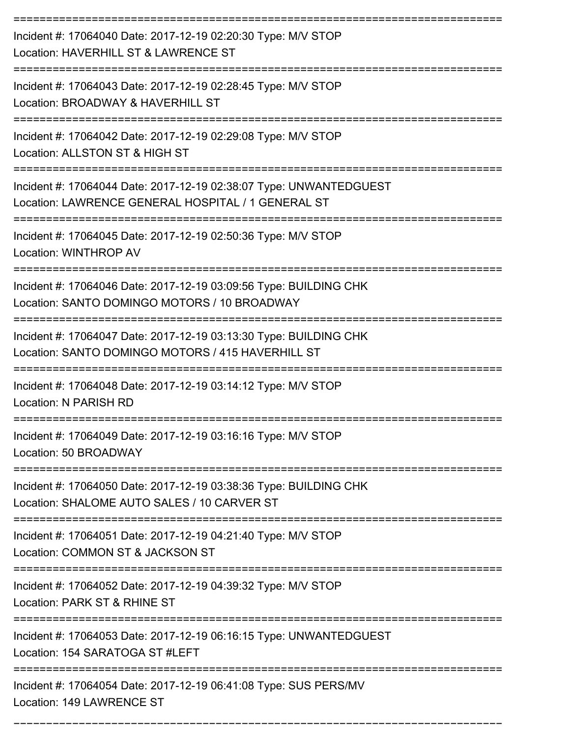===========================================================================

Incident #: 17064040 Date: 2017-12-19 02:20:30 Type: M/V STOP
Location: HAVERHILL ST & LAWRENCE ST

===========================================================================

Incident #: 17064043 Date: 2017-12-19 02:28:45 Type: M/V STOP
Location: BROADWAY & HAVERHILL ST

===========================================================================

Incident #: 17064042 Date: 2017-12-19 02:29:08 Type: M/V STOP
Location: ALLSTON ST & HIGH ST

===========================================================================

Incident #: 17064044 Date: 2017-12-19 02:38:07 Type: UNWANTEDGUEST
Location: LAWRENCE GENERAL HOSPITAL / 1 GENERAL ST

===========================================================================

Incident #: 17064045 Date: 2017-12-19 02:50:36 Type: M/V STOP
Location: WINTHROP AV

===========================================================================

Incident #: 17064046 Date: 2017-12-19 03:09:56 Type: BUILDING CHK
Location: SANTO DOMINGO MOTORS / 10 BROADWAY

===========================================================================

Incident #: 17064047 Date: 2017-12-19 03:13:30 Type: BUILDING CHK
Location: SANTO DOMINGO MOTORS / 415 HAVERHILL ST

===========================================================================

Incident #: 17064048 Date: 2017-12-19 03:14:12 Type: M/V STOP
Location: N PARISH RD

===========================================================================

Incident #: 17064049 Date: 2017-12-19 03:16:16 Type: M/V STOP
Location: 50 BROADWAY

===========================================================================

Incident #: 17064050 Date: 2017-12-19 03:38:36 Type: BUILDING CHK
Location: SHALOME AUTO SALES / 10 CARVER ST

===========================================================================

Incident #: 17064051 Date: 2017-12-19 04:21:40 Type: M/V STOP
Location: COMMON ST & JACKSON ST

===========================================================================

Incident #: 17064052 Date: 2017-12-19 04:39:32 Type: M/V STOP
Location: PARK ST & RHINE ST

===========================================================================

Incident #: 17064053 Date: 2017-12-19 06:16:15 Type: UNWANTEDGUEST
Location: 154 SARATOGA ST #LEFT

===========================================================================

Incident #: 17064054 Date: 2017-12-19 06:41:08 Type: SUS PERS/MV
Location: 149 LAWRENCE ST

---------------------------------------------------------------------------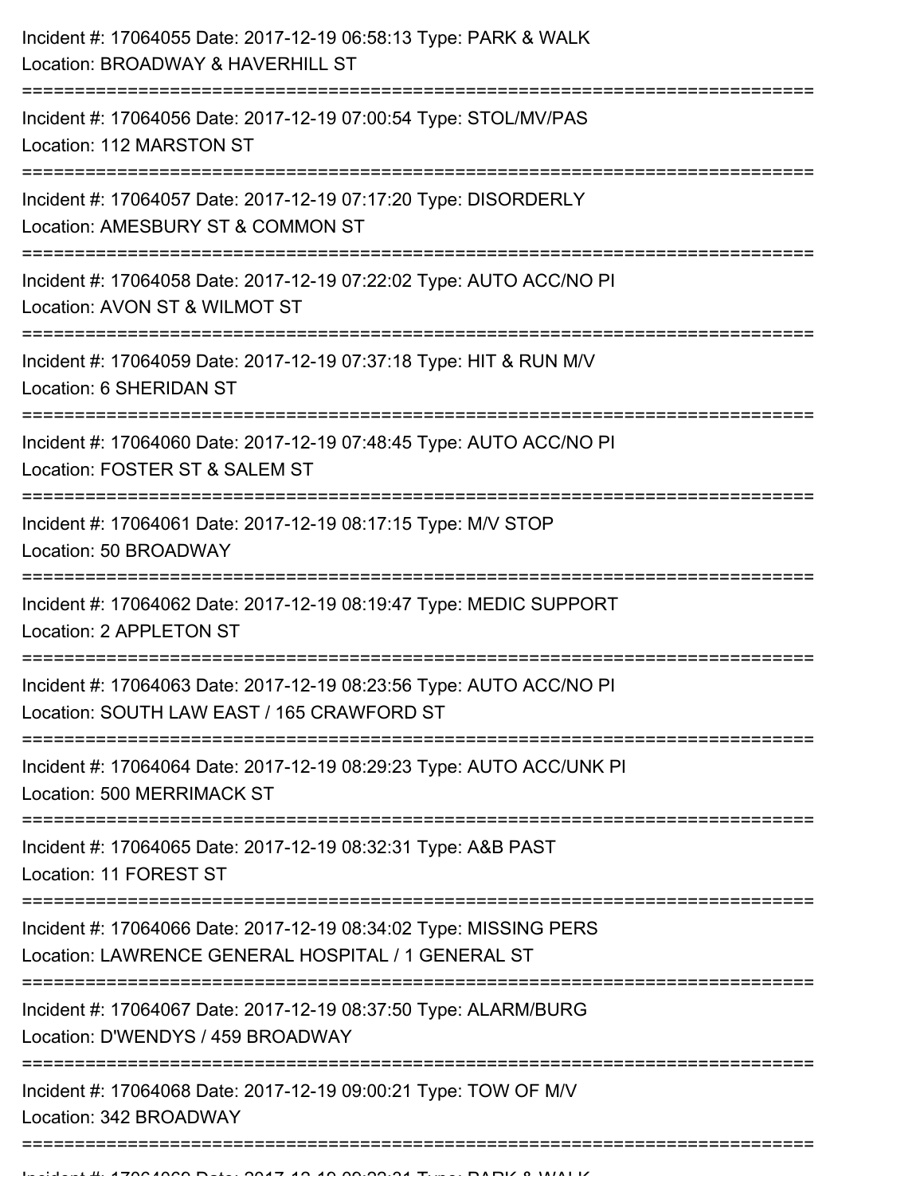Incident #: 17064055 Date: 2017-12-19 06:58:13 Type: PARK & WALK
Location: BROADWAY & HAVERHILL ST

===========================================================================

Incident #: 17064056 Date: 2017-12-19 07:00:54 Type: STOL/MV/PAS
Location: 112 MARSTON ST

===========================================================================

Incident #: 17064057 Date: 2017-12-19 07:17:20 Type: DISORDERLY
Location: AMESBURY ST & COMMON ST

===========================================================================

Incident #: 17064058 Date: 2017-12-19 07:22:02 Type: AUTO ACC/NO PI
Location: AVON ST & WILMOT ST

===========================================================================

Incident #: 17064059 Date: 2017-12-19 07:37:18 Type: HIT & RUN M/V
Location: 6 SHERIDAN ST

===========================================================================

Incident #: 17064060 Date: 2017-12-19 07:48:45 Type: AUTO ACC/NO PI
Location: FOSTER ST & SALEM ST

===========================================================================

Incident #: 17064061 Date: 2017-12-19 08:17:15 Type: M/V STOP
Location: 50 BROADWAY

===========================================================================

Incident #: 17064062 Date: 2017-12-19 08:19:47 Type: MEDIC SUPPORT
Location: 2 APPLETON ST

===========================================================================

Incident #: 17064063 Date: 2017-12-19 08:23:56 Type: AUTO ACC/NO PI
Location: SOUTH LAW EAST / 165 CRAWFORD ST

===========================================================================

Incident #: 17064064 Date: 2017-12-19 08:29:23 Type: AUTO ACC/UNK PI
Location: 500 MERRIMACK ST

===========================================================================

Incident #: 17064065 Date: 2017-12-19 08:32:31 Type: A&B PAST
Location: 11 FOREST ST

===========================================================================

Incident #: 17064066 Date: 2017-12-19 08:34:02 Type: MISSING PERS
Location: LAWRENCE GENERAL HOSPITAL / 1 GENERAL ST

===========================================================================

Incident #: 17064067 Date: 2017-12-19 08:37:50 Type: ALARM/BURG
Location: D'WENDYS / 459 BROADWAY

===========================================================================

Incident #: 17064068 Date: 2017-12-19 09:00:21 Type: TOW OF M/V
Location: 342 BROADWAY

===========================================================================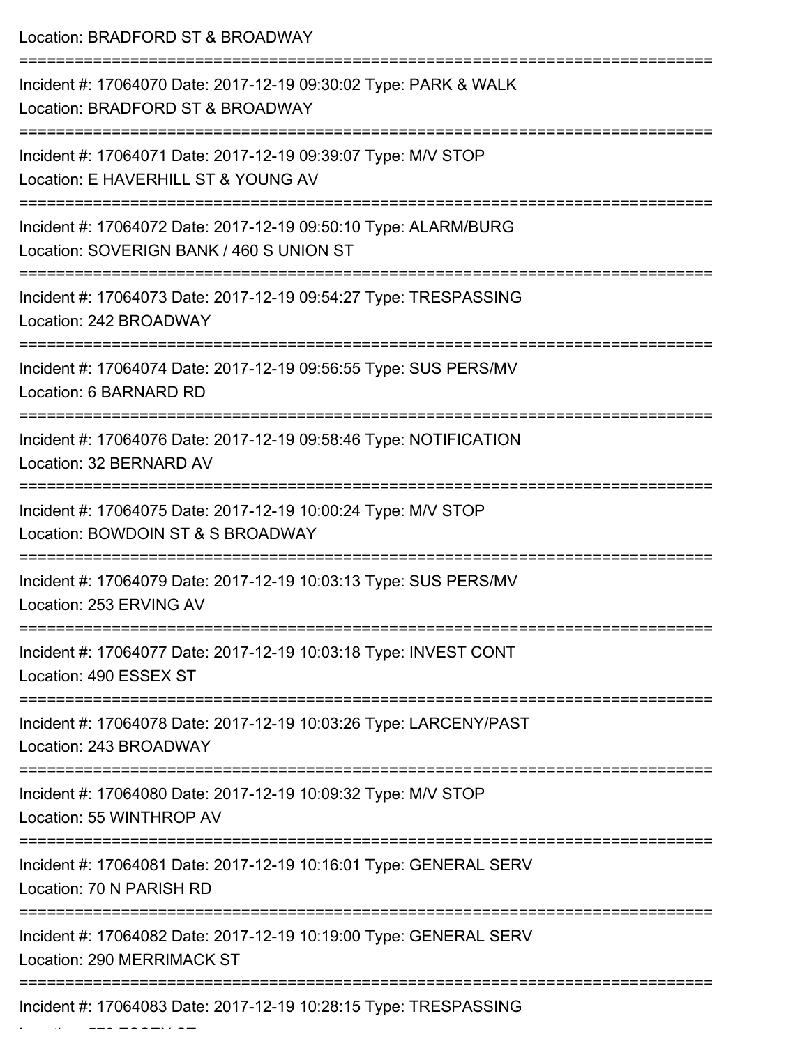Location: BRADFORD ST & BROADWAY

===========================================================================

Incident #: 17064070 Date: 2017-12-19 09:30:02 Type: PARK & WALK
Location: BRADFORD ST & BROADWAY

===========================================================================

Incident #: 17064071 Date: 2017-12-19 09:39:07 Type: M/V STOP
Location: E HAVERHILL ST & YOUNG AV

===========================================================================

Incident #: 17064072 Date: 2017-12-19 09:50:10 Type: ALARM/BURG
Location: SOVERIGN BANK / 460 S UNION ST

===========================================================================

Incident #: 17064073 Date: 2017-12-19 09:54:27 Type: TRESPASSING
Location: 242 BROADWAY

===========================================================================

Incident #: 17064074 Date: 2017-12-19 09:56:55 Type: SUS PERS/MV
Location: 6 BARNARD RD

===========================================================================

Incident #: 17064076 Date: 2017-12-19 09:58:46 Type: NOTIFICATION
Location: 32 BERNARD AV

===========================================================================

Incident #: 17064075 Date: 2017-12-19 10:00:24 Type: M/V STOP
Location: BOWDOIN ST & S BROADWAY

===========================================================================

Incident #: 17064079 Date: 2017-12-19 10:03:13 Type: SUS PERS/MV
Location: 253 ERVING AV

===========================================================================

Incident #: 17064077 Date: 2017-12-19 10:03:18 Type: INVEST CONT
Location: 490 ESSEX ST

===========================================================================

Incident #: 17064078 Date: 2017-12-19 10:03:26 Type: LARCENY/PAST
Location: 243 BROADWAY

===========================================================================

Incident #: 17064080 Date: 2017-12-19 10:09:32 Type: M/V STOP
Location: 55 WINTHROP AV

===========================================================================

Incident #: 17064081 Date: 2017-12-19 10:16:01 Type: GENERAL SERV
Location: 70 N PARISH RD

===========================================================================

Incident #: 17064082 Date: 2017-12-19 10:19:00 Type: GENERAL SERV
Location: 290 MERRIMACK ST

===========================================================================

Incident #: 17064083 Date: 2017-12-19 10:28:15 Type: TRESPASSING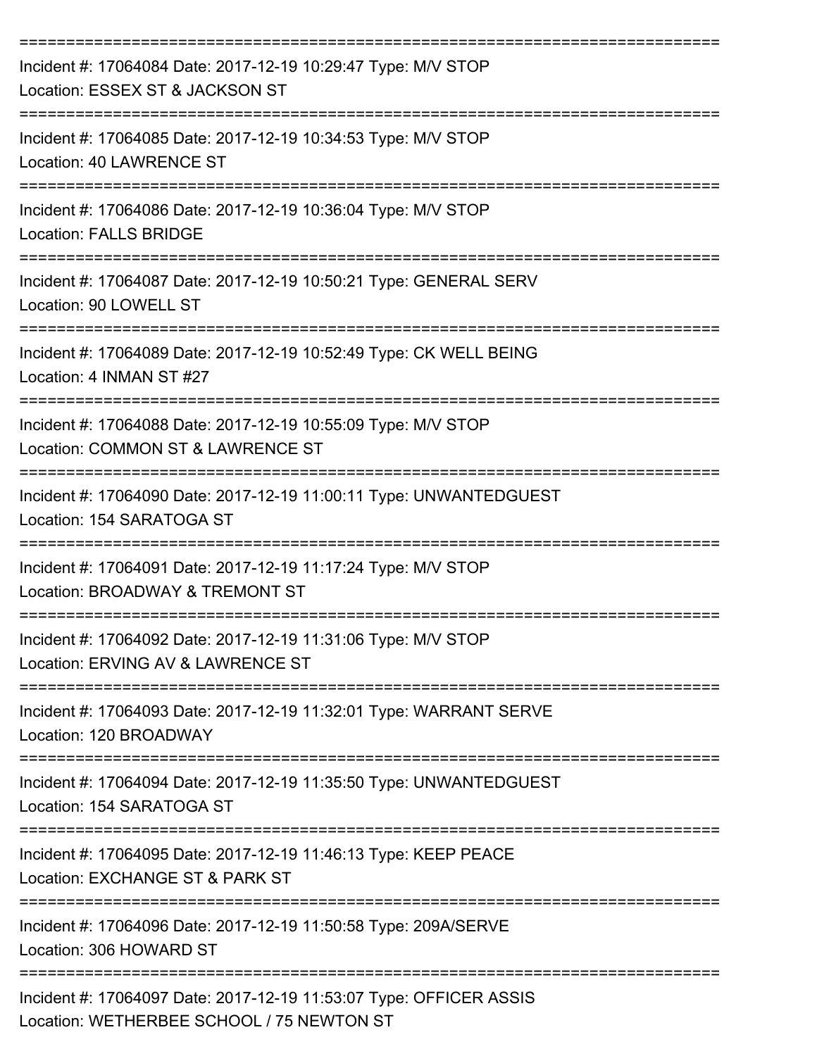===========================================================================

Incident #: 17064084 Date: 2017-12-19 10:29:47 Type: M/V STOP

Location: ESSEX ST & JACKSON ST

===========================================================================

Incident #: 17064085 Date: 2017-12-19 10:34:53 Type: M/V STOP

Location: 40 LAWRENCE ST

===========================================================================

Incident #: 17064086 Date: 2017-12-19 10:36:04 Type: M/V STOP

Location: FALLS BRIDGE

===========================================================================

Incident #: 17064087 Date: 2017-12-19 10:50:21 Type: GENERAL SERV

Location: 90 LOWELL ST

===========================================================================

Incident #: 17064089 Date: 2017-12-19 10:52:49 Type: CK WELL BEING

Location: 4 INMAN ST #27

===========================================================================

Incident #: 17064088 Date: 2017-12-19 10:55:09 Type: M/V STOP

Location: COMMON ST & LAWRENCE ST

===========================================================================

Incident #: 17064090 Date: 2017-12-19 11:00:11 Type: UNWANTEDGUEST

Location: 154 SARATOGA ST

===========================================================================

Incident #: 17064091 Date: 2017-12-19 11:17:24 Type: M/V STOP

Location: BROADWAY & TREMONT ST

===========================================================================

Incident #: 17064092 Date: 2017-12-19 11:31:06 Type: M/V STOP

Location: ERVING AV & LAWRENCE ST

===========================================================================

Incident #: 17064093 Date: 2017-12-19 11:32:01 Type: WARRANT SERVE

Location: 120 BROADWAY

===========================================================================

Incident #: 17064094 Date: 2017-12-19 11:35:50 Type: UNWANTEDGUEST

Location: 154 SARATOGA ST

===========================================================================

Incident #: 17064095 Date: 2017-12-19 11:46:13 Type: KEEP PEACE

Location: EXCHANGE ST & PARK ST

===========================================================================

Incident #: 17064096 Date: 2017-12-19 11:50:58 Type: 209A/SERVE

Location: 306 HOWARD ST

===========================================================================

Incident #: 17064097 Date: 2017-12-19 11:53:07 Type: OFFICER ASSIS

Location: WETHERBEE SCHOOL / 75 NEWTON ST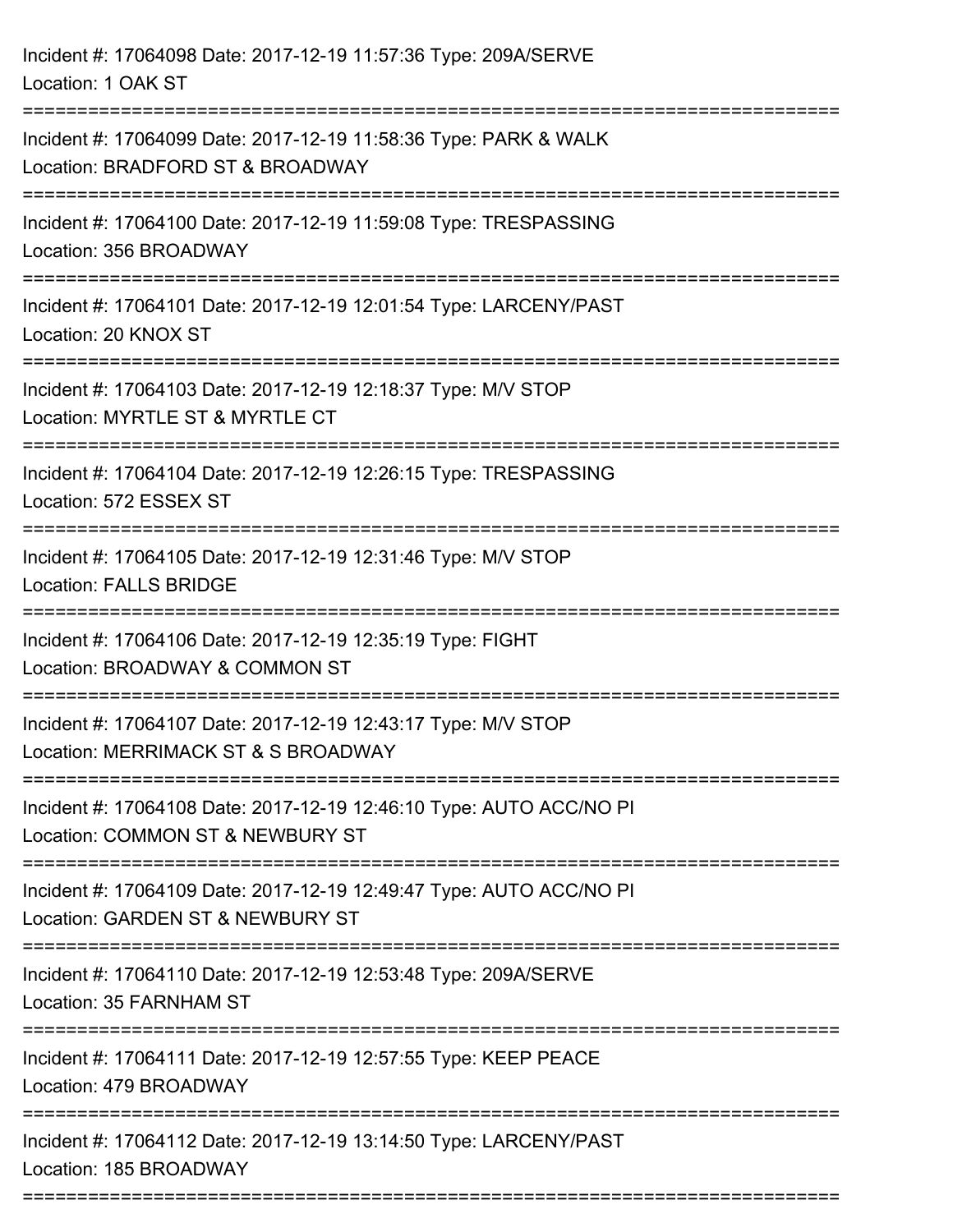Incident #: 17064098 Date: 2017-12-19 11:57:36 Type: 209A/SERVE
Location: 1 OAK ST

===========================================================================

Incident #: 17064099 Date: 2017-12-19 11:58:36 Type: PARK & WALK
Location: BRADFORD ST & BROADWAY

===========================================================================

Incident #: 17064100 Date: 2017-12-19 11:59:08 Type: TRESPASSING
Location: 356 BROADWAY

===========================================================================

Incident #: 17064101 Date: 2017-12-19 12:01:54 Type: LARCENY/PAST
Location: 20 KNOX ST

===========================================================================

Incident #: 17064103 Date: 2017-12-19 12:18:37 Type: M/V STOP
Location: MYRTLE ST & MYRTLE CT

===========================================================================

Incident #: 17064104 Date: 2017-12-19 12:26:15 Type: TRESPASSING
Location: 572 ESSEX ST

===========================================================================

Incident #: 17064105 Date: 2017-12-19 12:31:46 Type: M/V STOP
Location: FALLS BRIDGE

===========================================================================

Incident #: 17064106 Date: 2017-12-19 12:35:19 Type: FIGHT
Location: BROADWAY & COMMON ST

===========================================================================

Incident #: 17064107 Date: 2017-12-19 12:43:17 Type: M/V STOP
Location: MERRIMACK ST & S BROADWAY

===========================================================================

Incident #: 17064108 Date: 2017-12-19 12:46:10 Type: AUTO ACC/NO PI
Location: COMMON ST & NEWBURY ST

===========================================================================

Incident #: 17064109 Date: 2017-12-19 12:49:47 Type: AUTO ACC/NO PI
Location: GARDEN ST & NEWBURY ST

===========================================================================

Incident #: 17064110 Date: 2017-12-19 12:53:48 Type: 209A/SERVE
Location: 35 FARNHAM ST

===========================================================================

Incident #: 17064111 Date: 2017-12-19 12:57:55 Type: KEEP PEACE
Location: 479 BROADWAY

===========================================================================

Incident #: 17064112 Date: 2017-12-19 13:14:50 Type: LARCENY/PAST
Location: 185 BROADWAY

===========================================================================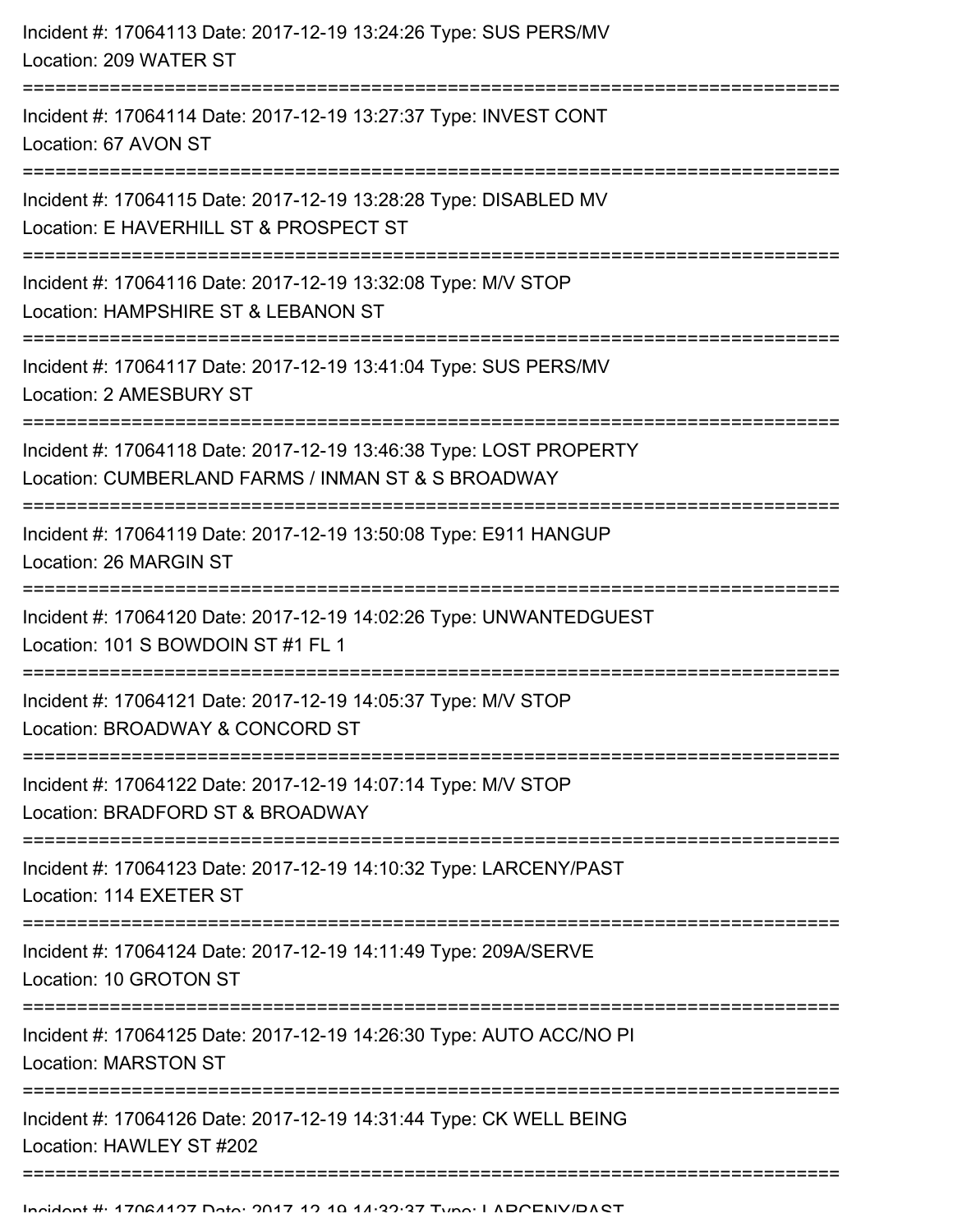Incident #: 17064113 Date: 2017-12-19 13:24:26 Type: SUS PERS/MV
Location: 209 WATER ST

===========================================================================

Incident #: 17064114 Date: 2017-12-19 13:27:37 Type: INVEST CONT
Location: 67 AVON ST

===========================================================================

Incident #: 17064115 Date: 2017-12-19 13:28:28 Type: DISABLED MV
Location: E HAVERHILL ST & PROSPECT ST

===========================================================================

Incident #: 17064116 Date: 2017-12-19 13:32:08 Type: M/V STOP
Location: HAMPSHIRE ST & LEBANON ST

===========================================================================

Incident #: 17064117 Date: 2017-12-19 13:41:04 Type: SUS PERS/MV
Location: 2 AMESBURY ST

===========================================================================

Incident #: 17064118 Date: 2017-12-19 13:46:38 Type: LOST PROPERTY
Location: CUMBERLAND FARMS / INMAN ST & S BROADWAY

===========================================================================

Incident #: 17064119 Date: 2017-12-19 13:50:08 Type: E911 HANGUP
Location: 26 MARGIN ST

===========================================================================

Incident #: 17064120 Date: 2017-12-19 14:02:26 Type: UNWANTEDGUEST
Location: 101 S BOWDOIN ST #1 FL 1

===========================================================================

Incident #: 17064121 Date: 2017-12-19 14:05:37 Type: M/V STOP
Location: BROADWAY & CONCORD ST

===========================================================================

Incident #: 17064122 Date: 2017-12-19 14:07:14 Type: M/V STOP
Location: BRADFORD ST & BROADWAY

===========================================================================

Incident #: 17064123 Date: 2017-12-19 14:10:32 Type: LARCENY/PAST
Location: 114 EXETER ST

===========================================================================

Incident #: 17064124 Date: 2017-12-19 14:11:49 Type: 209A/SERVE
Location: 10 GROTON ST

===========================================================================

Incident #: 17064125 Date: 2017-12-19 14:26:30 Type: AUTO ACC/NO PI
Location: MARSTON ST

===========================================================================

Incident #: 17064126 Date: 2017-12-19 14:31:44 Type: CK WELL BEING
Location: HAWLEY ST #202

===========================================================================

Incident #: 17064127 Date: 2017-12-19 14:32:37 Type: LARCENY/PAST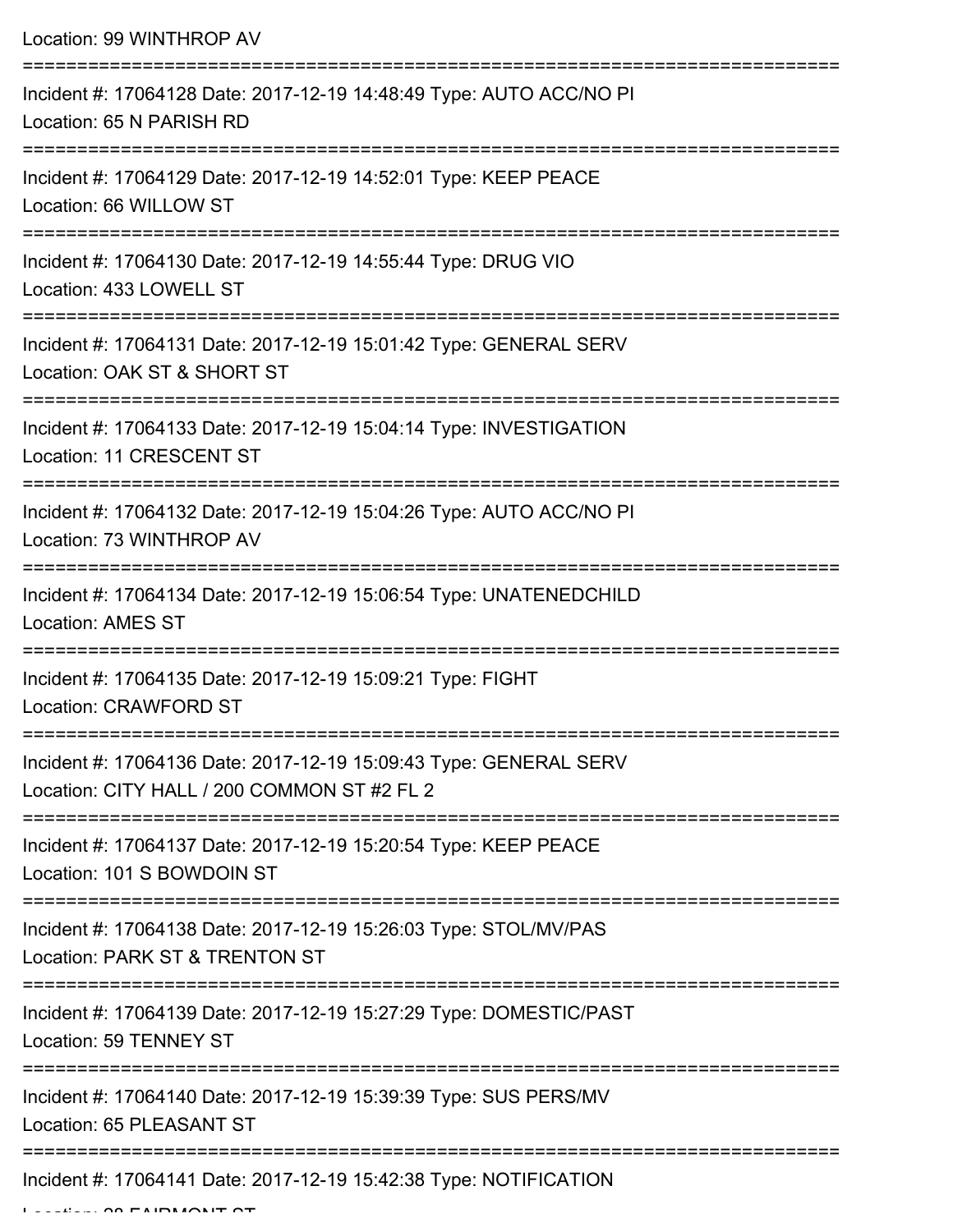Location: 99 WINTHROP AV

===========================================================================

Incident #: 17064128 Date: 2017-12-19 14:48:49 Type: AUTO ACC/NO PI
Location: 65 N PARISH RD

===========================================================================

Incident #: 17064129 Date: 2017-12-19 14:52:01 Type: KEEP PEACE
Location: 66 WILLOW ST

===========================================================================

Incident #: 17064130 Date: 2017-12-19 14:55:44 Type: DRUG VIO
Location: 433 LOWELL ST

===========================================================================

Incident #: 17064131 Date: 2017-12-19 15:01:42 Type: GENERAL SERV
Location: OAK ST & SHORT ST

===========================================================================

Incident #: 17064133 Date: 2017-12-19 15:04:14 Type: INVESTIGATION
Location: 11 CRESCENT ST

===========================================================================

Incident #: 17064132 Date: 2017-12-19 15:04:26 Type: AUTO ACC/NO PI
Location: 73 WINTHROP AV

===========================================================================

Incident #: 17064134 Date: 2017-12-19 15:06:54 Type: UNATENEDCHILD
Location: AMES ST

===========================================================================

Incident #: 17064135 Date: 2017-12-19 15:09:21 Type: FIGHT
Location: CRAWFORD ST

===========================================================================

Incident #: 17064136 Date: 2017-12-19 15:09:43 Type: GENERAL SERV
Location: CITY HALL / 200 COMMON ST #2 FL 2

===========================================================================

Incident #: 17064137 Date: 2017-12-19 15:20:54 Type: KEEP PEACE
Location: 101 S BOWDOIN ST

===========================================================================

Incident #: 17064138 Date: 2017-12-19 15:26:03 Type: STOL/MV/PAS
Location: PARK ST & TRENTON ST

===========================================================================

Incident #: 17064139 Date: 2017-12-19 15:27:29 Type: DOMESTIC/PAST
Location: 59 TENNEY ST

===========================================================================

Incident #: 17064140 Date: 2017-12-19 15:39:39 Type: SUS PERS/MV
Location: 65 PLEASANT ST

===========================================================================

Incident #: 17064141 Date: 2017-12-19 15:42:38 Type: NOTIFICATION
Location: 28 FAIRMONT ST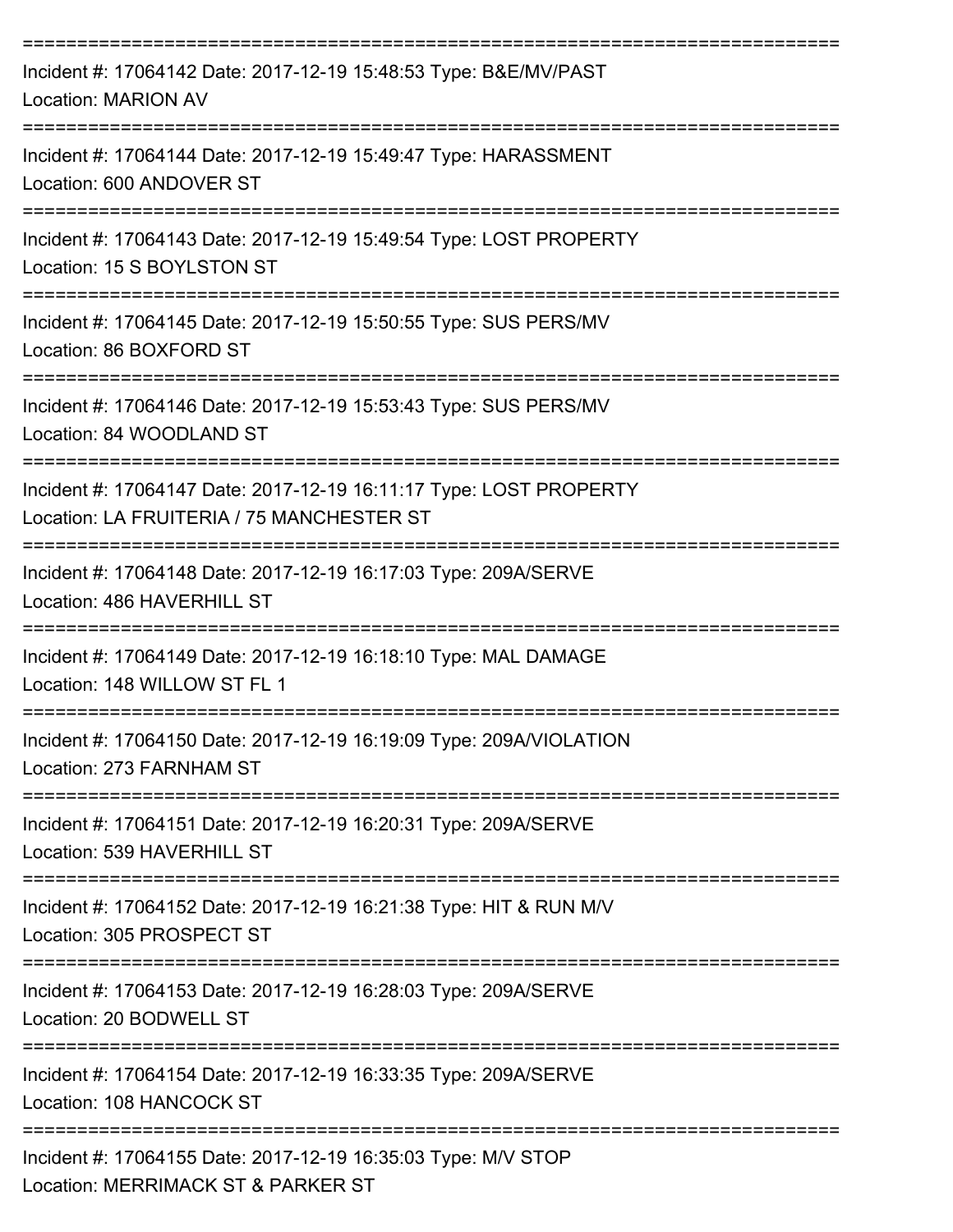===========================================================================

Incident #: 17064142 Date: 2017-12-19 15:48:53 Type: B&E/MV/PAST
Location: MARION AV

===========================================================================

Incident #: 17064144 Date: 2017-12-19 15:49:47 Type: HARASSMENT
Location: 600 ANDOVER ST

===========================================================================

Incident #: 17064143 Date: 2017-12-19 15:49:54 Type: LOST PROPERTY
Location: 15 S BOYLSTON ST

===========================================================================

Incident #: 17064145 Date: 2017-12-19 15:50:55 Type: SUS PERS/MV
Location: 86 BOXFORD ST

===========================================================================

Incident #: 17064146 Date: 2017-12-19 15:53:43 Type: SUS PERS/MV
Location: 84 WOODLAND ST

===========================================================================

Incident #: 17064147 Date: 2017-12-19 16:11:17 Type: LOST PROPERTY
Location: LA FRUITERIA / 75 MANCHESTER ST

===========================================================================

Incident #: 17064148 Date: 2017-12-19 16:17:03 Type: 209A/SERVE
Location: 486 HAVERHILL ST

===========================================================================

Incident #: 17064149 Date: 2017-12-19 16:18:10 Type: MAL DAMAGE
Location: 148 WILLOW ST FL 1

===========================================================================

Incident #: 17064150 Date: 2017-12-19 16:19:09 Type: 209A/VIOLATION
Location: 273 FARNHAM ST

===========================================================================

Incident #: 17064151 Date: 2017-12-19 16:20:31 Type: 209A/SERVE
Location: 539 HAVERHILL ST

===========================================================================

Incident #: 17064152 Date: 2017-12-19 16:21:38 Type: HIT & RUN M/V
Location: 305 PROSPECT ST

===========================================================================

Incident #: 17064153 Date: 2017-12-19 16:28:03 Type: 209A/SERVE
Location: 20 BODWELL ST

===========================================================================

Incident #: 17064154 Date: 2017-12-19 16:33:35 Type: 209A/SERVE
Location: 108 HANCOCK ST

===========================================================================

Incident #: 17064155 Date: 2017-12-19 16:35:03 Type: M/V STOP
Location: MERRIMACK ST & PARKER ST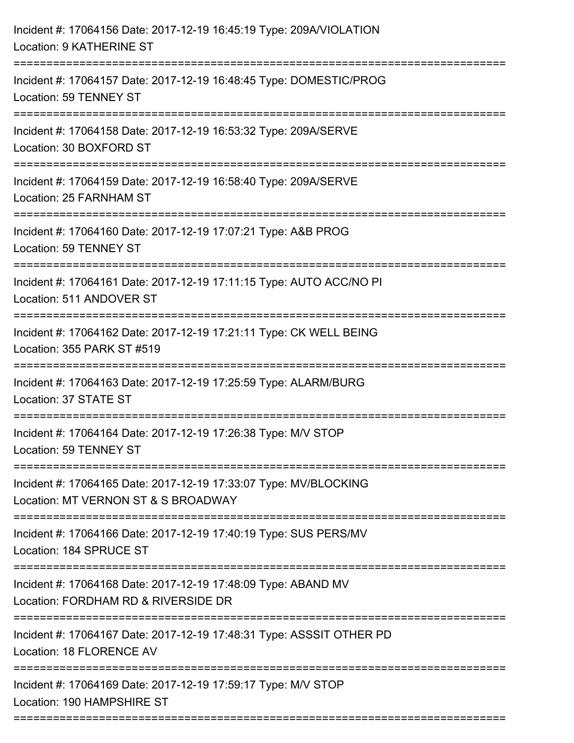Incident #: 17064156 Date: 2017-12-19 16:45:19 Type: 209A/VIOLATION
Location: 9 KATHERINE ST

===========================================================================

Incident #: 17064157 Date: 2017-12-19 16:48:45 Type: DOMESTIC/PROG
Location: 59 TENNEY ST

===========================================================================

Incident #: 17064158 Date: 2017-12-19 16:53:32 Type: 209A/SERVE
Location: 30 BOXFORD ST

===========================================================================

Incident #: 17064159 Date: 2017-12-19 16:58:40 Type: 209A/SERVE
Location: 25 FARNHAM ST

===========================================================================

Incident #: 17064160 Date: 2017-12-19 17:07:21 Type: A&B PROG
Location: 59 TENNEY ST

===========================================================================

Incident #: 17064161 Date: 2017-12-19 17:11:15 Type: AUTO ACC/NO PI
Location: 511 ANDOVER ST

===========================================================================

Incident #: 17064162 Date: 2017-12-19 17:21:11 Type: CK WELL BEING
Location: 355 PARK ST #519

===========================================================================

Incident #: 17064163 Date: 2017-12-19 17:25:59 Type: ALARM/BURG
Location: 37 STATE ST

===========================================================================

Incident #: 17064164 Date: 2017-12-19 17:26:38 Type: M/V STOP
Location: 59 TENNEY ST

===========================================================================

Incident #: 17064165 Date: 2017-12-19 17:33:07 Type: MV/BLOCKING
Location: MT VERNON ST & S BROADWAY

===========================================================================

Incident #: 17064166 Date: 2017-12-19 17:40:19 Type: SUS PERS/MV
Location: 184 SPRUCE ST

===========================================================================

Incident #: 17064168 Date: 2017-12-19 17:48:09 Type: ABAND MV
Location: FORDHAM RD & RIVERSIDE DR

===========================================================================

Incident #: 17064167 Date: 2017-12-19 17:48:31 Type: ASSSIT OTHER PD
Location: 18 FLORENCE AV

===========================================================================

Incident #: 17064169 Date: 2017-12-19 17:59:17 Type: M/V STOP
Location: 190 HAMPSHIRE ST

===========================================================================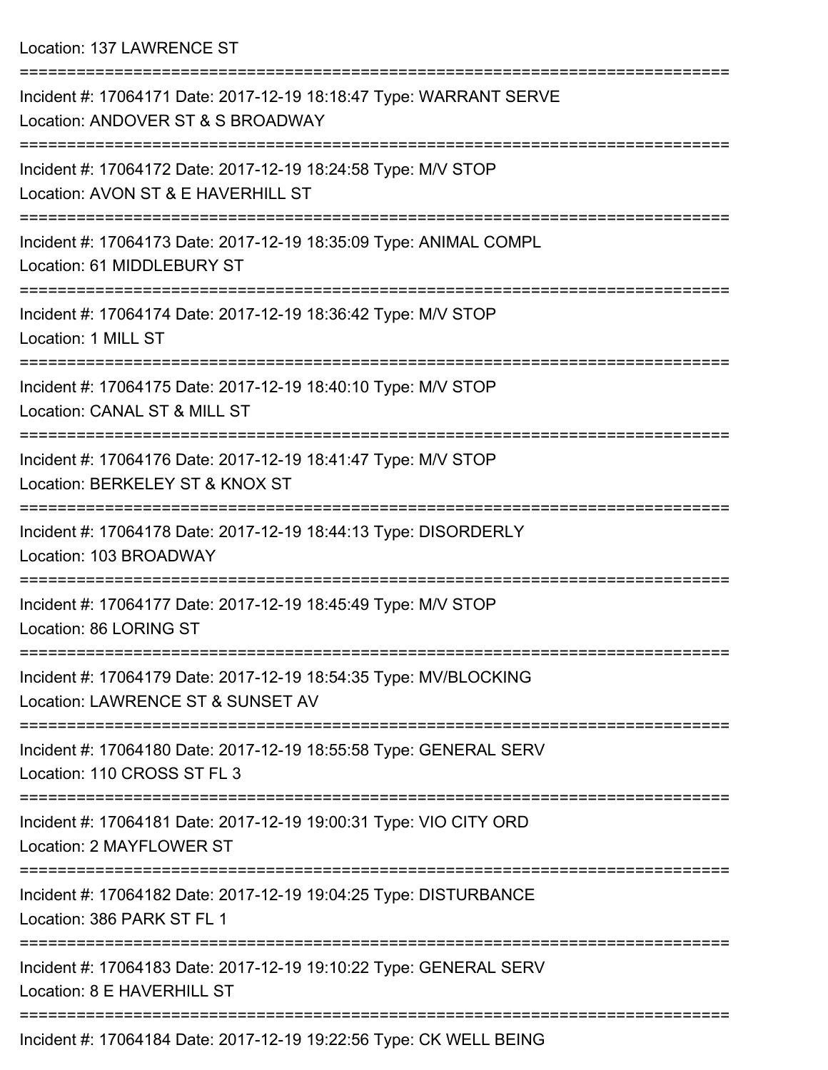Location: 137 LAWRENCE ST

===========================================================================

Incident #: 17064171 Date: 2017-12-19 18:18:47 Type: WARRANT SERVE
Location: ANDOVER ST & S BROADWAY

===========================================================================

Incident #: 17064172 Date: 2017-12-19 18:24:58 Type: M/V STOP
Location: AVON ST & E HAVERHILL ST

===========================================================================

Incident #: 17064173 Date: 2017-12-19 18:35:09 Type: ANIMAL COMPL
Location: 61 MIDDLEBURY ST

===========================================================================

Incident #: 17064174 Date: 2017-12-19 18:36:42 Type: M/V STOP
Location: 1 MILL ST

===========================================================================

Incident #: 17064175 Date: 2017-12-19 18:40:10 Type: M/V STOP
Location: CANAL ST & MILL ST

===========================================================================

Incident #: 17064176 Date: 2017-12-19 18:41:47 Type: M/V STOP
Location: BERKELEY ST & KNOX ST

===========================================================================

Incident #: 17064178 Date: 2017-12-19 18:44:13 Type: DISORDERLY
Location: 103 BROADWAY

===========================================================================

Incident #: 17064177 Date: 2017-12-19 18:45:49 Type: M/V STOP
Location: 86 LORING ST

===========================================================================

Incident #: 17064179 Date: 2017-12-19 18:54:35 Type: MV/BLOCKING
Location: LAWRENCE ST & SUNSET AV

===========================================================================

Incident #: 17064180 Date: 2017-12-19 18:55:58 Type: GENERAL SERV
Location: 110 CROSS ST FL 3

===========================================================================

Incident #: 17064181 Date: 2017-12-19 19:00:31 Type: VIO CITY ORD
Location: 2 MAYFLOWER ST

===========================================================================

Incident #: 17064182 Date: 2017-12-19 19:04:25 Type: DISTURBANCE
Location: 386 PARK ST FL 1

===========================================================================

Incident #: 17064183 Date: 2017-12-19 19:10:22 Type: GENERAL SERV
Location: 8 E HAVERHILL ST

===========================================================================

Incident #: 17064184 Date: 2017-12-19 19:22:56 Type: CK WELL BEING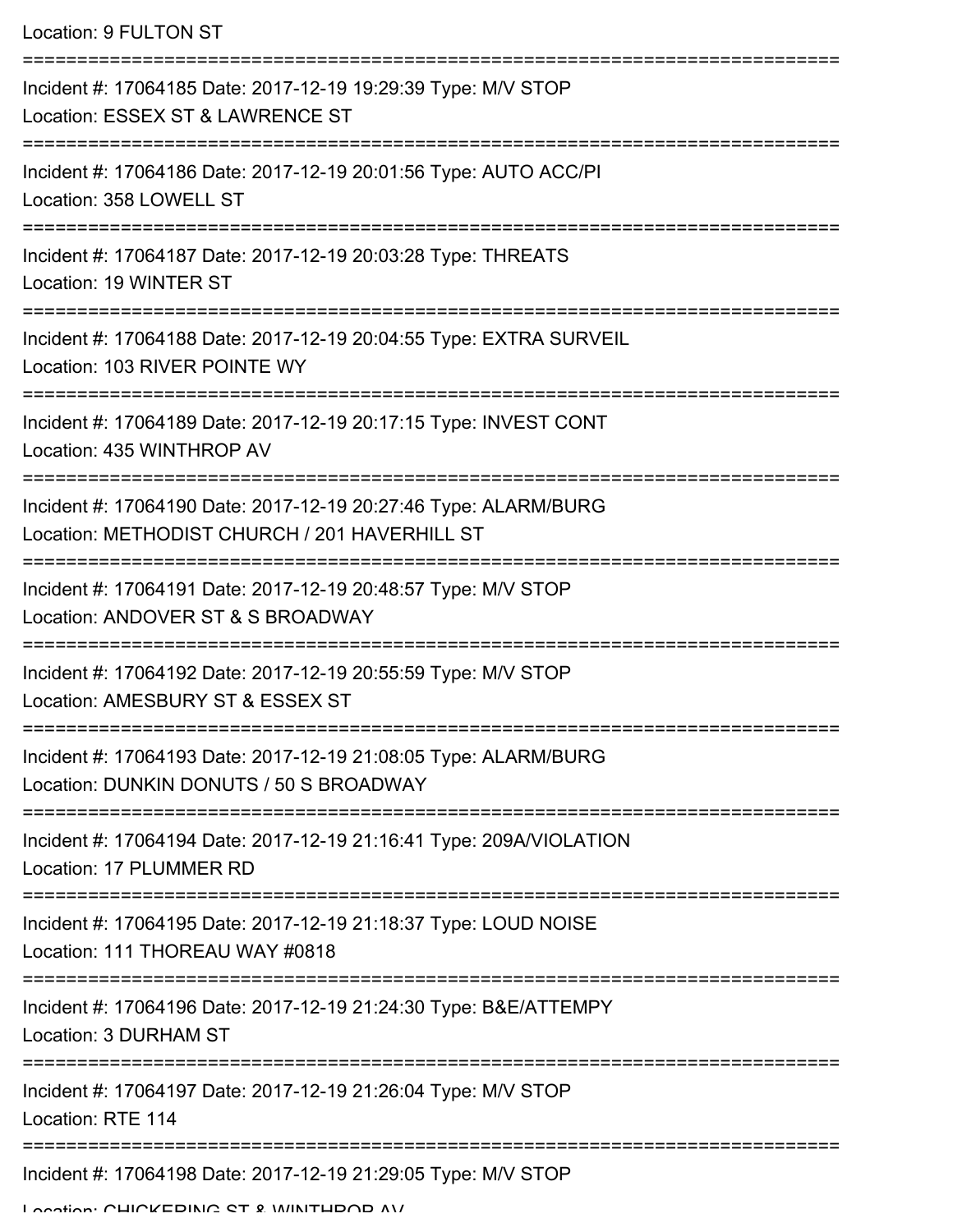Location: 9 FULTON ST

===========================================================================

Incident #: 17064185 Date: 2017-12-19 19:29:39 Type: M/V STOP
Location: ESSEX ST & LAWRENCE ST

===========================================================================

Incident #: 17064186 Date: 2017-12-19 20:01:56 Type: AUTO ACC/PI
Location: 358 LOWELL ST

===========================================================================

Incident #: 17064187 Date: 2017-12-19 20:03:28 Type: THREATS
Location: 19 WINTER ST

===========================================================================

Incident #: 17064188 Date: 2017-12-19 20:04:55 Type: EXTRA SURVEIL
Location: 103 RIVER POINTE WY

===========================================================================

Incident #: 17064189 Date: 2017-12-19 20:17:15 Type: INVEST CONT
Location: 435 WINTHROP AV

===========================================================================

Incident #: 17064190 Date: 2017-12-19 20:27:46 Type: ALARM/BURG
Location: METHODIST CHURCH / 201 HAVERHILL ST

===========================================================================

Incident #: 17064191 Date: 2017-12-19 20:48:57 Type: M/V STOP
Location: ANDOVER ST & S BROADWAY

===========================================================================

Incident #: 17064192 Date: 2017-12-19 20:55:59 Type: M/V STOP
Location: AMESBURY ST & ESSEX ST

===========================================================================

Incident #: 17064193 Date: 2017-12-19 21:08:05 Type: ALARM/BURG
Location: DUNKIN DONUTS / 50 S BROADWAY

===========================================================================

Incident #: 17064194 Date: 2017-12-19 21:16:41 Type: 209A/VIOLATION
Location: 17 PLUMMER RD

===========================================================================

Incident #: 17064195 Date: 2017-12-19 21:18:37 Type: LOUD NOISE
Location: 111 THOREAU WAY #0818

===========================================================================

Incident #: 17064196 Date: 2017-12-19 21:24:30 Type: B&E/ATTEMPY
Location: 3 DURHAM ST

===========================================================================

Incident #: 17064197 Date: 2017-12-19 21:26:04 Type: M/V STOP
Location: RTE 114

===========================================================================

Incident #: 17064198 Date: 2017-12-19 21:29:05 Type: M/V STOP
Location: CHICKERING ST & WINTHROP AV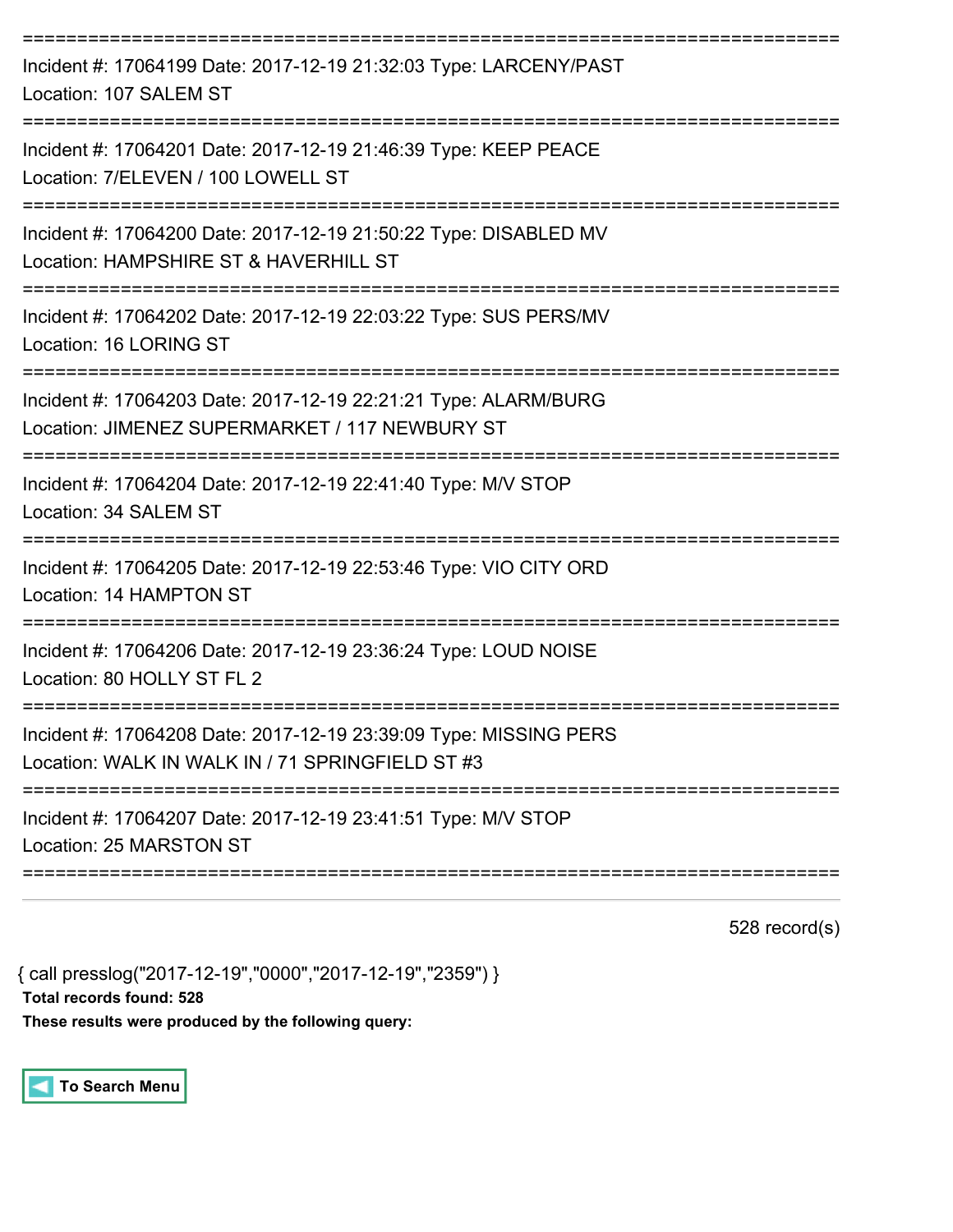===========================================================================

Incident #: 17064199 Date: 2017-12-19 21:32:03 Type: LARCENY/PAST

Location: 107 SALEM ST

===========================================================================

Incident #: 17064201 Date: 2017-12-19 21:46:39 Type: KEEP PEACE

Location: 7/ELEVEN / 100 LOWELL ST

===========================================================================

Incident #: 17064200 Date: 2017-12-19 21:50:22 Type: DISABLED MV

Location: HAMPSHIRE ST & HAVERHILL ST

===========================================================================

Incident #: 17064202 Date: 2017-12-19 22:03:22 Type: SUS PERS/MV

Location: 16 LORING ST

===========================================================================

Incident #: 17064203 Date: 2017-12-19 22:21:21 Type: ALARM/BURG

Location: JIMENEZ SUPERMARKET / 117 NEWBURY ST

===========================================================================

Incident #: 17064204 Date: 2017-12-19 22:41:40 Type: M/V STOP

Location: 34 SALEM ST

===========================================================================

Incident #: 17064205 Date: 2017-12-19 22:53:46 Type: VIO CITY ORD

Location: 14 HAMPTON ST

===========================================================================

Incident #: 17064206 Date: 2017-12-19 23:36:24 Type: LOUD NOISE

Location: 80 HOLLY ST FL 2

===========================================================================

Incident #: 17064208 Date: 2017-12-19 23:39:09 Type: MISSING PERS

Location: WALK IN WALK IN / 71 SPRINGFIELD ST #3

===========================================================================

Incident #: 17064207 Date: 2017-12-19 23:41:51 Type: M/V STOP

Location: 25 MARSTON ST

===========================================================================

528 record(s)

{ call presslog("2017-12-19","0000","2017-12-19","2359") }

**Total records found: 528**

**These results were produced by the following query:**

**To Search Menu**